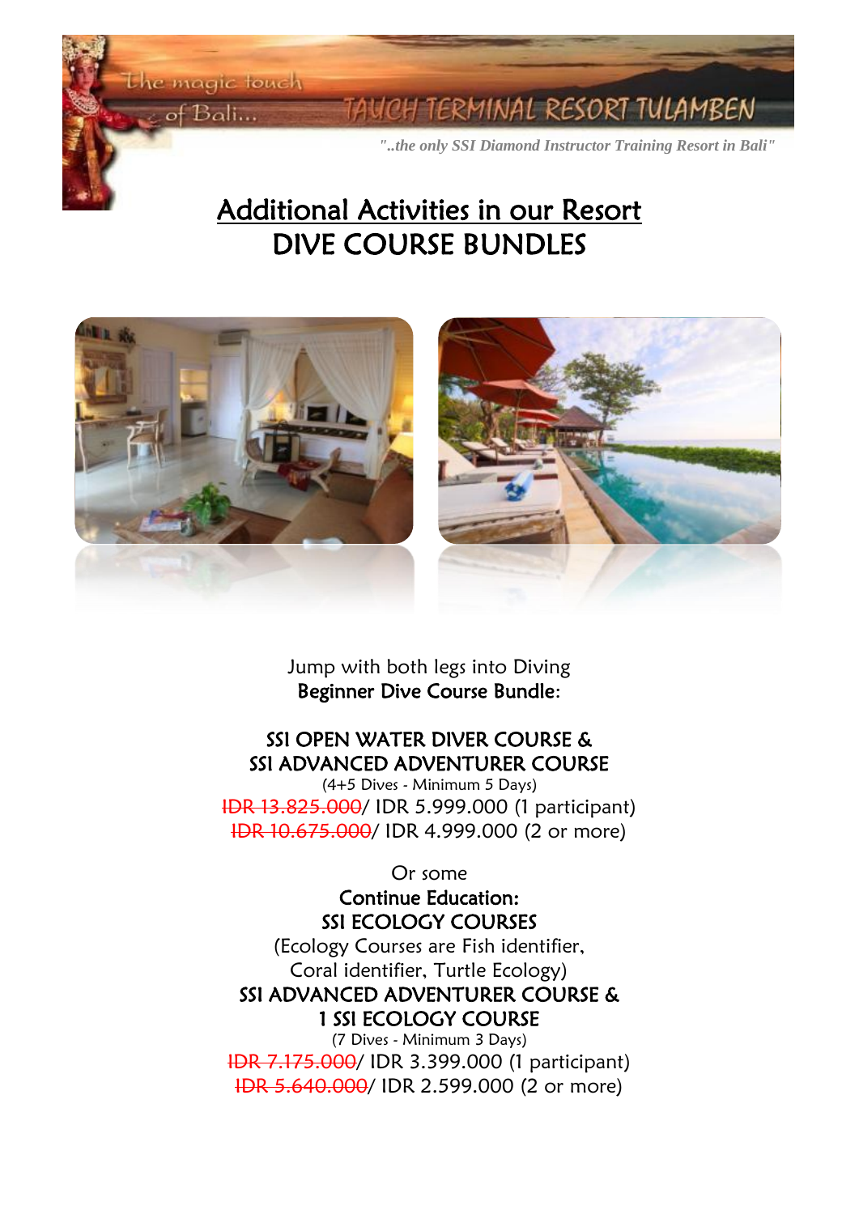The magic touch of Bali...

TAUCH TERMINAL RESORT TULAMBEN

*"..the only SSI Diamond Instructor Training Resort in Bali"*

# Additional Activities in our Resort
# DIVE COURSE BUNDLES

Jump with both legs into Diving
**Beginner Dive Course Bundle:**

## SSI OPEN WATER DIVER COURSE & SSI ADVANCED ADVENTURER COURSE

(4+5 Dives - Minimum 5 Days)

~~IDR 13.825.000~~/ IDR 5.999.000 (1 participant)
~~IDR 10.675.000~~/ IDR 4.999.000 (2 or more)

Or some
**Continue Education:**

## SSI ECOLOGY COURSES

(Ecology Courses are Fish identifier, Coral identifier, Turtle Ecology)

## SSI ADVANCED ADVENTURER COURSE & 1 SSI ECOLOGY COURSE

(7 Dives - Minimum 3 Days)

~~IDR 7.175.000~~/ IDR 3.399.000 (1 participant)
~~IDR 5.640.000~~/ IDR 2.599.000 (2 or more)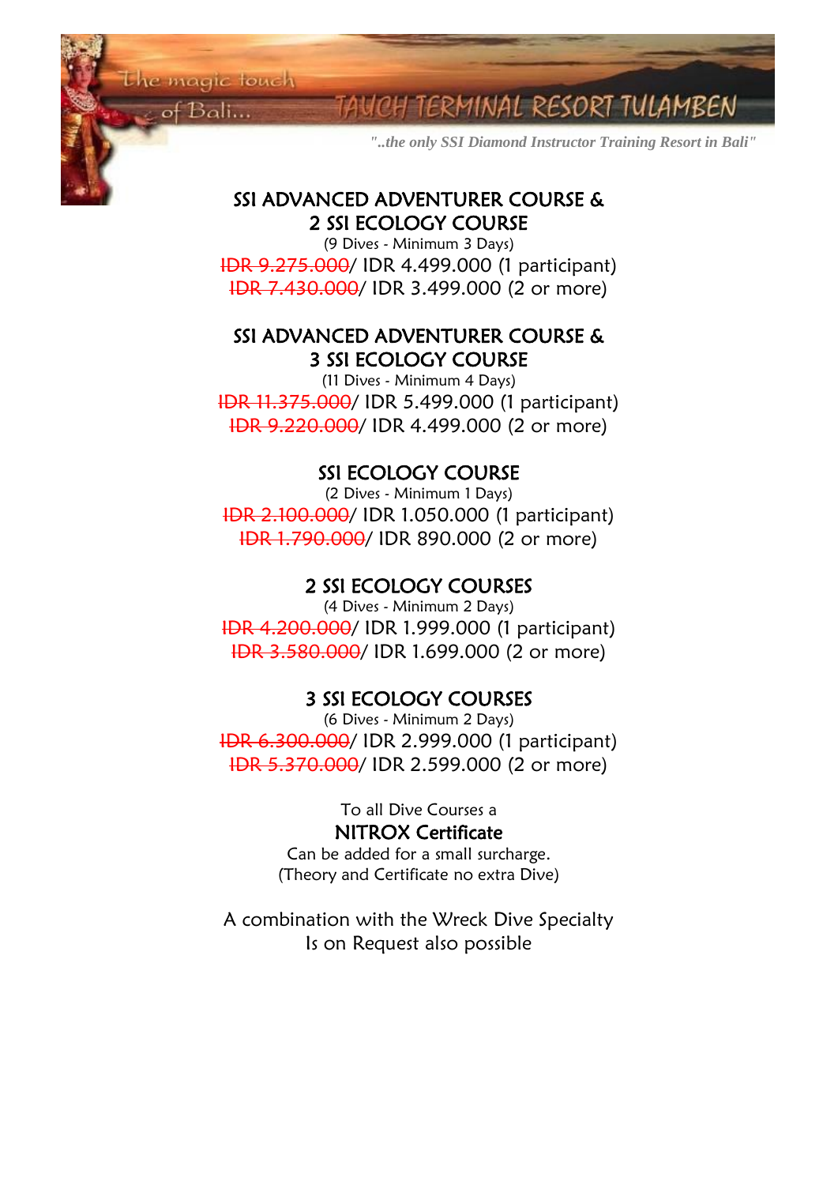The magic touch of Bali...

TAUCH TERMINAL RESORT TULAMBEN

*"..the only SSI Diamond Instructor Training Resort in Bali"*

## SSI ADVANCED ADVENTURER COURSE & 2 SSI ECOLOGY COURSE

(9 Dives - Minimum 3 Days)

~~IDR 9.275.000~~/ IDR 4.499.000 (1 participant)

~~IDR 7.430.000~~/ IDR 3.499.000 (2 or more)

## SSI ADVANCED ADVENTURER COURSE & 3 SSI ECOLOGY COURSE

(11 Dives - Minimum 4 Days)

~~IDR 11.375.000~~/ IDR 5.499.000 (1 participant)

~~IDR 9.220.000~~/ IDR 4.499.000 (2 or more)

## SSI ECOLOGY COURSE

(2 Dives - Minimum 1 Days)

~~IDR 2.100.000~~/ IDR 1.050.000 (1 participant)

~~IDR 1.790.000~~/ IDR 890.000 (2 or more)

## 2 SSI ECOLOGY COURSES

(4 Dives - Minimum 2 Days)

~~IDR 4.200.000~~/ IDR 1.999.000 (1 participant)

~~IDR 3.580.000~~/ IDR 1.699.000 (2 or more)

## 3 SSI ECOLOGY COURSES

(6 Dives - Minimum 2 Days)

~~IDR 6.300.000~~/ IDR 2.999.000 (1 participant)

~~IDR 5.370.000~~/ IDR 2.599.000 (2 or more)

To all Dive Courses a

**NITROX Certificate**

Can be added for a small surcharge.

(Theory and Certificate no extra Dive)

A combination with the Wreck Dive Specialty
Is on Request also possible